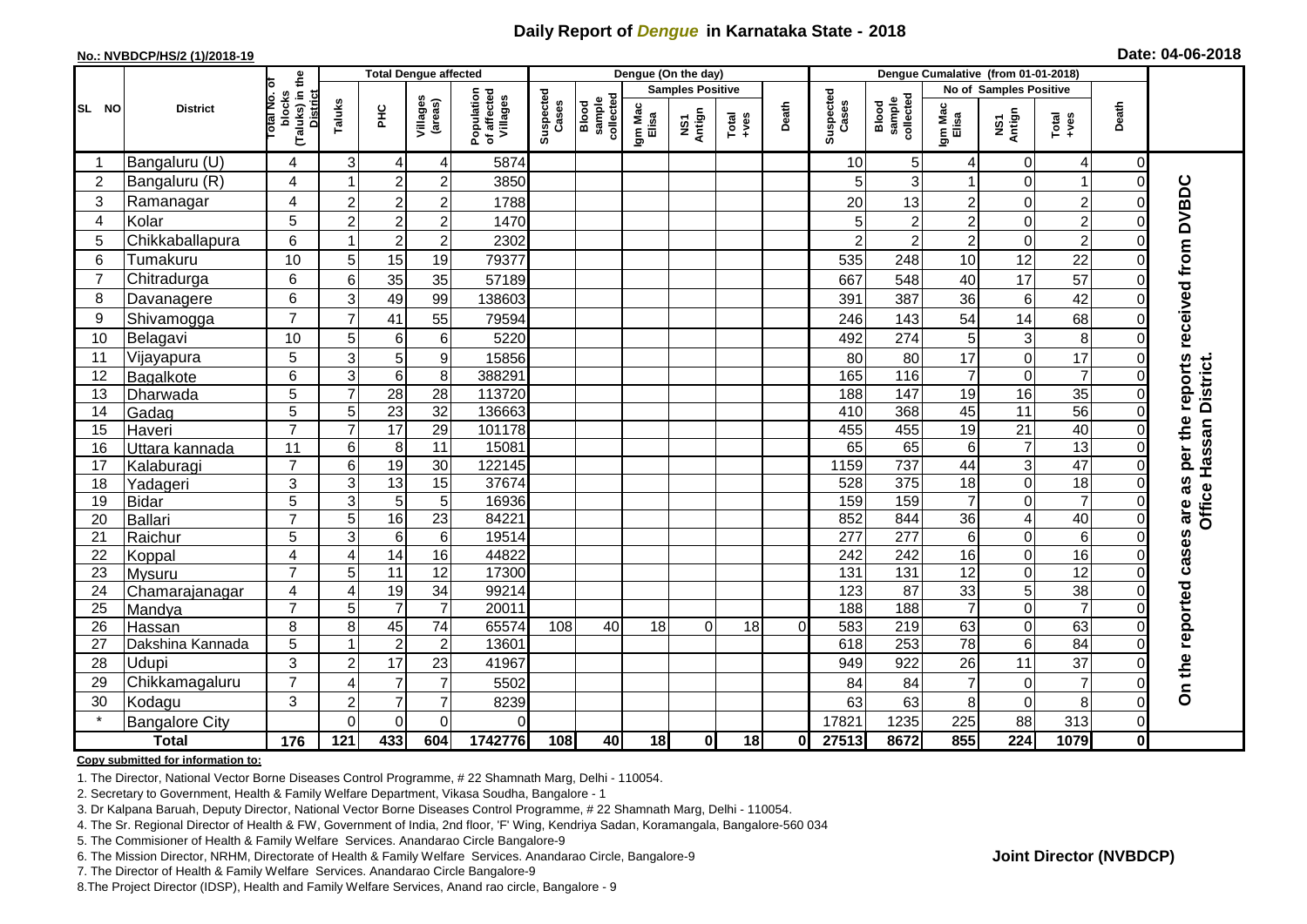# Daily Report of *Dengue* in Karnataka State - 2018

**No.: NVBDCP/HS/2 (1)/2018-19**

**Date: 04-06-2018**

| SL NO | District | Total No. of blocks (Taluks) in the District | Total Dengue affected | | | | Dengue (On the day) | | | | | | | Dengue Cumalative (from 01-01-2018) | | | | | | | |
|---|---|---|---|---|---|---|---|---|---|---|---|---|---|---|---|---|---|---|---|---|
| | | | Taluks | PHC | Villages (areas) | Population of affected Villages | Suspected Cases | Blood sample collected | Samples Positive | | | Death | Suspected Cases | Blood sample collected | No of Samples Positive | | | Death | |
| | | | | | | | | | Igm Mac Elisa | NS1 Antign | Total +ves | | | | Igm Mac Elisa | NS1 Antign | Total +ves | | |
| 1 | Bangaluru (U) | 4 | 3 | 4 | 4 | 5874 | | | | | | | 10 | 5 | 4 | 0 | 4 | 0 | On the reported cases are as per the reports received from DVBDC Office Hassan District. |
| 2 | Bangaluru (R) | 4 | 1 | 2 | 2 | 3850 | | | | | | | 5 | 3 | 1 | 0 | 1 | 0 | |
| 3 | Ramanagar | 4 | 2 | 2 | 2 | 1788 | | | | | | | 20 | 13 | 2 | 0 | 2 | 0 | |
| 4 | Kolar | 5 | 2 | 2 | 2 | 1470 | | | | | | | 5 | 2 | 2 | 0 | 2 | 0 | |
| 5 | Chikkaballapura | 6 | 1 | 2 | 2 | 2302 | | | | | | | 2 | 2 | 2 | 0 | 2 | 0 | |
| 6 | Tumakuru | 10 | 5 | 15 | 19 | 79377 | | | | | | | 535 | 248 | 10 | 12 | 22 | 0 | |
| 7 | Chitradurga | 6 | 6 | 35 | 35 | 57189 | | | | | | | 667 | 548 | 40 | 17 | 57 | 0 | |
| 8 | Davanagere | 6 | 3 | 49 | 99 | 138603 | | | | | | | 391 | 387 | 36 | 6 | 42 | 0 | |
| 9 | Shivamogga | 7 | 7 | 41 | 55 | 79594 | | | | | | | 246 | 143 | 54 | 14 | 68 | 0 | |
| 10 | Belagavi | 10 | 5 | 6 | 6 | 5220 | | | | | | | 492 | 274 | 5 | 3 | 8 | 0 | |
| 11 | Vijayapura | 5 | 3 | 5 | 9 | 15856 | | | | | | | 80 | 80 | 17 | 0 | 17 | 0 | |
| 12 | Bagalkote | 6 | 3 | 6 | 8 | 388291 | | | | | | | 165 | 116 | 7 | 0 | 7 | 0 | |
| 13 | Dharwada | 5 | 7 | 28 | 28 | 113720 | | | | | | | 188 | 147 | 19 | 16 | 35 | 0 | |
| 14 | Gadag | 5 | 5 | 23 | 32 | 136663 | | | | | | | 410 | 368 | 45 | 11 | 56 | 0 | |
| 15 | Haveri | 7 | 7 | 17 | 29 | 101178 | | | | | | | 455 | 455 | 19 | 21 | 40 | 0 | |
| 16 | Uttara kannada | 11 | 6 | 8 | 11 | 15081 | | | | | | | 65 | 65 | 6 | 7 | 13 | 0 | |
| 17 | Kalaburagi | 7 | 6 | 19 | 30 | 122145 | | | | | | | 1159 | 737 | 44 | 3 | 47 | 0 | |
| 18 | Yadageri | 3 | 3 | 13 | 15 | 37674 | | | | | | | 528 | 375 | 18 | 0 | 18 | 0 | |
| 19 | Bidar | 5 | 3 | 5 | 5 | 16936 | | | | | | | 159 | 159 | 7 | 0 | 7 | 0 | |
| 20 | Ballari | 7 | 5 | 16 | 23 | 84221 | | | | | | | 852 | 844 | 36 | 4 | 40 | 0 | |
| 21 | Raichur | 5 | 3 | 6 | 6 | 19514 | | | | | | | 277 | 277 | 6 | 0 | 6 | 0 | |
| 22 | Koppal | 4 | 4 | 14 | 16 | 44822 | | | | | | | 242 | 242 | 16 | 0 | 16 | 0 | |
| 23 | Mysuru | 7 | 5 | 11 | 12 | 17300 | | | | | | | 131 | 131 | 12 | 0 | 12 | 0 | |
| 24 | Chamarajanagar | 4 | 4 | 19 | 34 | 99214 | | | | | | | 123 | 87 | 33 | 5 | 38 | 0 | |
| 25 | Mandya | 7 | 5 | 7 | 7 | 20011 | | | | | | | 188 | 188 | 7 | 0 | 7 | 0 | |
| 26 | Hassan | 8 | 8 | 45 | 74 | 65574 | 108 | 40 | 18 | 0 | 18 | 0 | 583 | 219 | 63 | 0 | 63 | 0 | |
| 27 | Dakshina Kannada | 5 | 1 | 2 | 2 | 13601 | | | | | | | 618 | 253 | 78 | 6 | 84 | 0 | |
| 28 | Udupi | 3 | 2 | 17 | 23 | 41967 | | | | | | | 949 | 922 | 26 | 11 | 37 | 0 | |
| 29 | Chikkamagaluru | 7 | 4 | 7 | 7 | 5502 | | | | | | | 84 | 84 | 7 | 0 | 7 | 0 | |
| 30 | Kodagu | 3 | 2 | 7 | 7 | 8239 | | | | | | | 63 | 63 | 8 | 0 | 8 | 0 | |
| * | Bangalore City | | 0 | 0 | 0 | 0 | | | | | | | 17821 | 1235 | 225 | 88 | 313 | 0 | |
| | **Total** | **176** | **121** | **433** | **604** | **1742776** | **108** | **40** | **18** | **0** | **18** | **0** | **27513** | **8672** | **855** | **224** | **1079** | **0** | |

**Copy submitted for information to:**

1. The Director, National Vector Borne Diseases Control Programme, # 22 Shamnath Marg, Delhi - 110054.
2. Secretary to Government, Health & Family Welfare Department, Vikasa Soudha, Bangalore - 1
3. Dr Kalpana Baruah, Deputy Director, National Vector Borne Diseases Control Programme, # 22 Shamnath Marg, Delhi - 110054.
4. The Sr. Regional Director of Health & FW, Government of India, 2nd floor, 'F' Wing, Kendriya Sadan, Koramangala, Bangalore-560 034
5. The Commisioner of Health & Family Welfare Services. Anandarao Circle Bangalore-9
6. The Mission Director, NRHM, Directorate of Health & Family Welfare Services. Anandarao Circle, Bangalore-9
7. The Director of Health & Family Welfare Services. Anandarao Circle Bangalore-9
8. The Project Director (IDSP), Health and Family Welfare Services, Anand rao circle, Bangalore - 9

**Joint Director (NVBDCP)**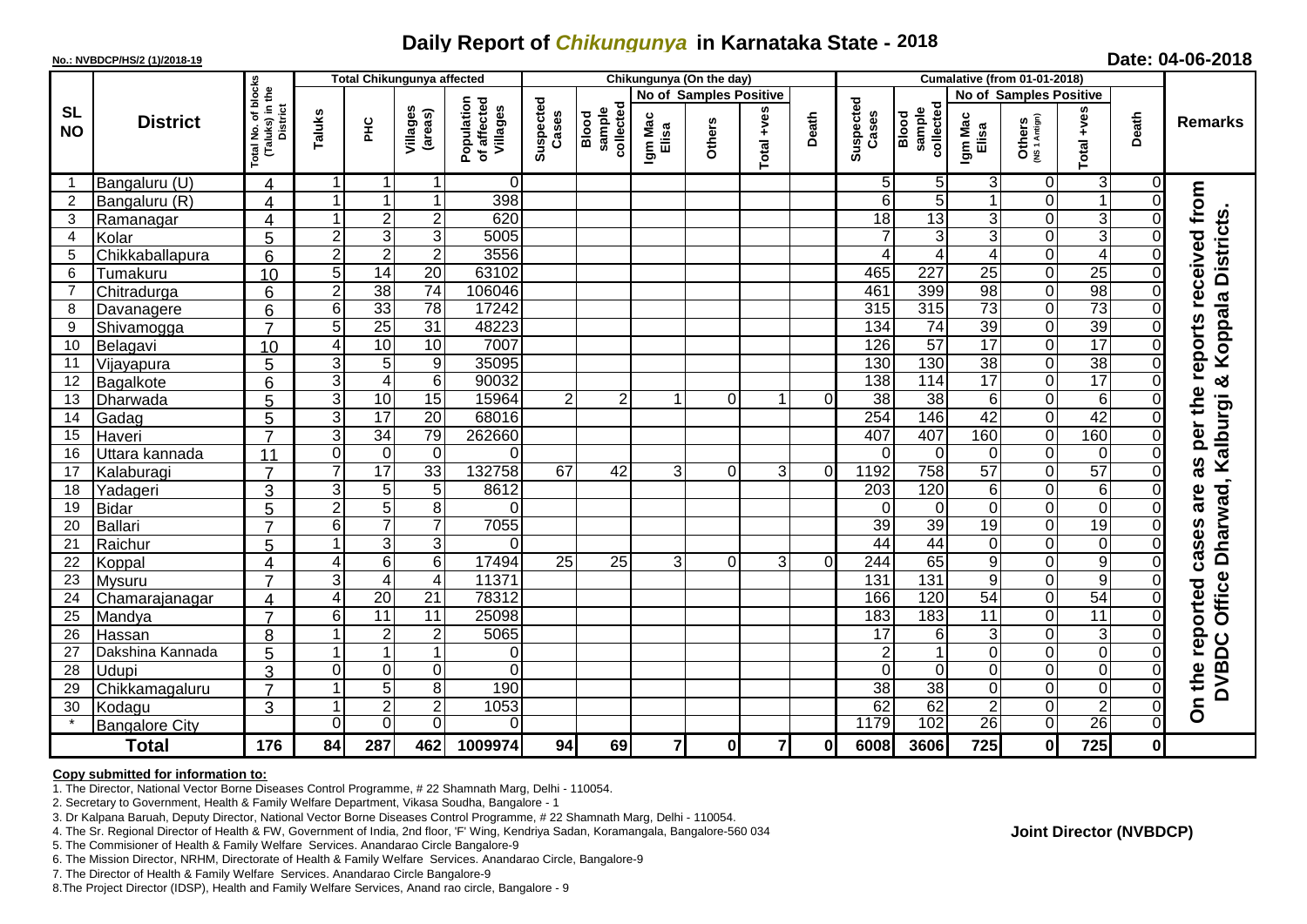# Daily Report of *Chikungunya* in Karnataka State - 2018

**No.: NVBDCP/HS/2 (1)/2018-19**

**Date: 04-06-2018**

| SL NO | District | Total No. of blocks (Taluks) in the District | Total Chikungunya affected | | | | Chikungunya (On the day) | | | | | | | Cumalative (from 01-01-2018) | | | | | | | Remarks |
|---|---|---|---|---|---|---|---|---|---|---|---|---|---|---|---|---|---|---|---|---|---|
| | | | | | | | | | No of Samples Positive | | | | | | | No of Samples Positive | | | | | |
| | | | Taluks | PHC | Villages (areas) | Population of affected Villages | Suspected Cases | Blood sample collected | Igm Mac Elisa | Others | Total +ves | Death | Suspected Cases | Blood sample collected | Igm Mac Elisa | Others (NS 1 Antign) | Total +ves | Death | |
| 1 | Bangaluru (U) | 4 | 1 | 1 | 1 | 0 | | | | | | | 5 | 5 | 3 | 0 | 3 | 0 | On the reported cases are as per the reports received from DVBDC Office Dharwad, Kalburgi & Koppala Districts. |
| 2 | Bangaluru (R) | 4 | 1 | 1 | 1 | 398 | | | | | | | 6 | 5 | 1 | 0 | 1 | 0 | |
| 3 | Ramanagar | 4 | 1 | 2 | 2 | 620 | | | | | | | 18 | 13 | 3 | 0 | 3 | 0 | |
| 4 | Kolar | 5 | 2 | 3 | 3 | 5005 | | | | | | | 7 | 3 | 3 | 0 | 3 | 0 | |
| 5 | Chikkaballapura | 6 | 2 | 2 | 2 | 3556 | | | | | | | 4 | 4 | 4 | 0 | 4 | 0 | |
| 6 | Tumakuru | 10 | 5 | 14 | 20 | 63102 | | | | | | | 465 | 227 | 25 | 0 | 25 | 0 | |
| 7 | Chitradurga | 6 | 2 | 38 | 74 | 106046 | | | | | | | 461 | 399 | 98 | 0 | 98 | 0 | |
| 8 | Davanagere | 6 | 6 | 33 | 78 | 17242 | | | | | | | 315 | 315 | 73 | 0 | 73 | 0 | |
| 9 | Shivamogga | 7 | 5 | 25 | 31 | 48223 | | | | | | | 134 | 74 | 39 | 0 | 39 | 0 | |
| 10 | Belagavi | 10 | 4 | 10 | 10 | 7007 | | | | | | | 126 | 57 | 17 | 0 | 17 | 0 | |
| 11 | Vijayapura | 5 | 3 | 5 | 9 | 35095 | | | | | | | 130 | 130 | 38 | 0 | 38 | 0 | |
| 12 | Bagalkote | 6 | 3 | 4 | 6 | 90032 | | | | | | | 138 | 114 | 17 | 0 | 17 | 0 | |
| 13 | Dharwada | 5 | 3 | 10 | 15 | 15964 | 2 | 2 | 1 | 0 | 1 | 0 | 38 | 38 | 6 | 0 | 6 | 0 | |
| 14 | Gadag | 5 | 3 | 17 | 20 | 68016 | | | | | | | 254 | 146 | 42 | 0 | 42 | 0 | |
| 15 | Haveri | 7 | 3 | 34 | 79 | 262660 | | | | | | | 407 | 407 | 160 | 0 | 160 | 0 | |
| 16 | Uttara kannada | 11 | 0 | 0 | 0 | 0 | | | | | | | 0 | 0 | 0 | 0 | 0 | 0 | |
| 17 | Kalaburagi | 7 | 7 | 17 | 33 | 132758 | 67 | 42 | 3 | 0 | 3 | 0 | 1192 | 758 | 57 | 0 | 57 | 0 | |
| 18 | Yadageri | 3 | 3 | 5 | 5 | 8612 | | | | | | | 203 | 120 | 6 | 0 | 6 | 0 | |
| 19 | Bidar | 5 | 2 | 5 | 8 | 0 | | | | | | | 0 | 0 | 0 | 0 | 0 | 0 | |
| 20 | Ballari | 7 | 6 | 7 | 7 | 7055 | | | | | | | 39 | 39 | 19 | 0 | 19 | 0 | |
| 21 | Raichur | 5 | 1 | 3 | 3 | 0 | | | | | | | 44 | 44 | 0 | 0 | 0 | 0 | |
| 22 | Koppal | 4 | 4 | 6 | 6 | 17494 | 25 | 25 | 3 | 0 | 3 | 0 | 244 | 65 | 9 | 0 | 9 | 0 | |
| 23 | Mysuru | 7 | 3 | 4 | 4 | 11371 | | | | | | | 131 | 131 | 9 | 0 | 9 | 0 | |
| 24 | Chamarajanagar | 4 | 4 | 20 | 21 | 78312 | | | | | | | 166 | 120 | 54 | 0 | 54 | 0 | |
| 25 | Mandya | 7 | 6 | 11 | 11 | 25098 | | | | | | | 183 | 183 | 11 | 0 | 11 | 0 | |
| 26 | Hassan | 8 | 1 | 2 | 2 | 5065 | | | | | | | 17 | 6 | 3 | 0 | 3 | 0 | |
| 27 | Dakshina Kannada | 5 | 1 | 1 | 1 | 0 | | | | | | | 2 | 1 | 0 | 0 | 0 | 0 | |
| 28 | Udupi | 3 | 0 | 0 | 0 | 0 | | | | | | | 0 | 0 | 0 | 0 | 0 | 0 | |
| 29 | Chikkamagaluru | 7 | 1 | 5 | 8 | 190 | | | | | | | 38 | 38 | 0 | 0 | 0 | 0 | |
| 30 | Kodagu | 3 | 1 | 2 | 2 | 1053 | | | | | | | 62 | 62 | 2 | 0 | 2 | 0 | |
| * | Bangalore City | | 0 | 0 | 0 | 0 | | | | | | | 1179 | 102 | 26 | 0 | 26 | 0 | |
| | **Total** | **176** | **84** | **287** | **462** | **1009974** | **94** | **69** | **7** | **0** | **7** | **0** | **6008** | **3606** | **725** | **0** | **725** | **0** | |

**Copy submitted for information to:**

1. The Director, National Vector Borne Diseases Control Programme, # 22 Shamnath Marg, Delhi - 110054.
2. Secretary to Government, Health & Family Welfare Department, Vikasa Soudha, Bangalore - 1
3. Dr Kalpana Baruah, Deputy Director, National Vector Borne Diseases Control Programme, # 22 Shamnath Marg, Delhi - 110054.
4. The Sr. Regional Director of Health & FW, Government of India, 2nd floor, 'F' Wing, Kendriya Sadan, Koramangala, Bangalore-560 034
5. The Commisioner of Health & Family Welfare Services. Anandarao Circle Bangalore-9
6. The Mission Director, NRHM, Directorate of Health & Family Welfare Services. Anandarao Circle, Bangalore-9
7. The Director of Health & Family Welfare Services. Anandarao Circle Bangalore-9
8. The Project Director (IDSP), Health and Family Welfare Services, Anand rao circle, Bangalore - 9

**Joint Director (NVBDCP)**